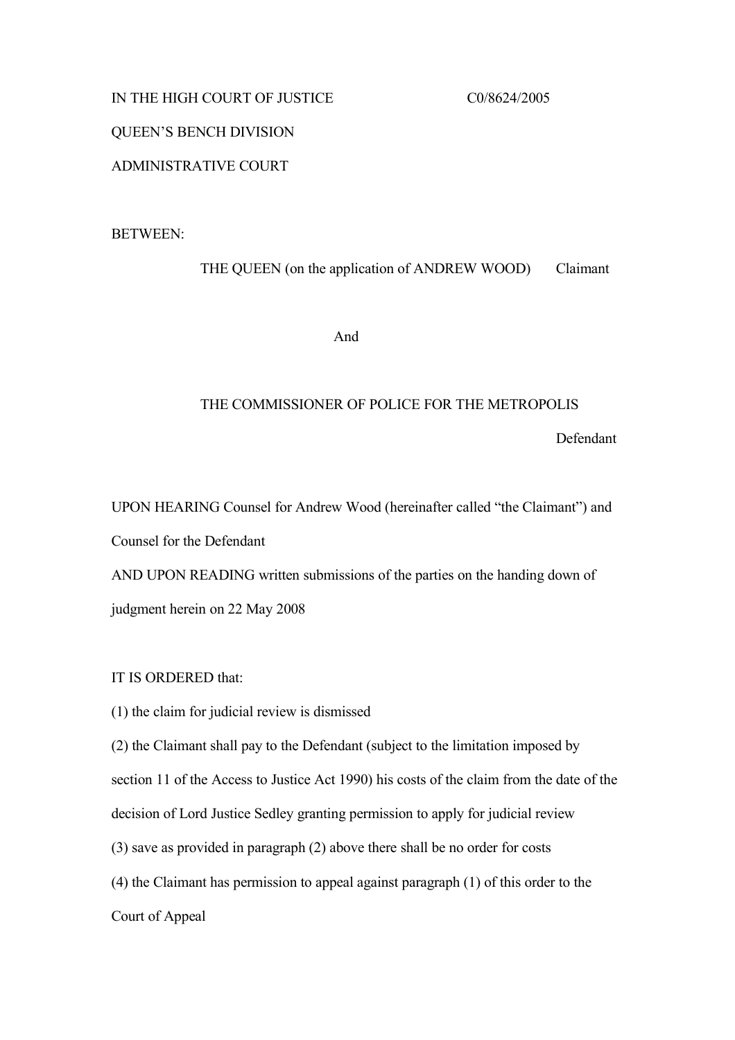IN THE HIGH COURT OF JUSTICE C0/8624/2005

QUEEN'S BENCH DIVISION

ADMINISTRATIVE COURT

BETWEEN:

THE QUEEN (on the application of ANDREW WOOD) Claimant

And

THE COMMISSIONER OF POLICE FOR THE METROPOLIS

Defendant

UPON HEARING Counsel for Andrew Wood (hereinafter called "the Claimant") and Counsel for the Defendant

AND UPON READING written submissions of the parties on the handing down of judgment herein on 22 May 2008

IT IS ORDERED that:

(1) the claim for judicial review is dismissed

(2) the Claimant shall pay to the Defendant (subject to the limitation imposed by section 11 of the Access to Justice Act 1990) his costs of the claim from the date of the decision of Lord Justice Sedley granting permission to apply for judicial review

(3) save as provided in paragraph (2) above there shall be no order for costs

(4) the Claimant has permission to appeal against paragraph (1) of this order to the Court of Appeal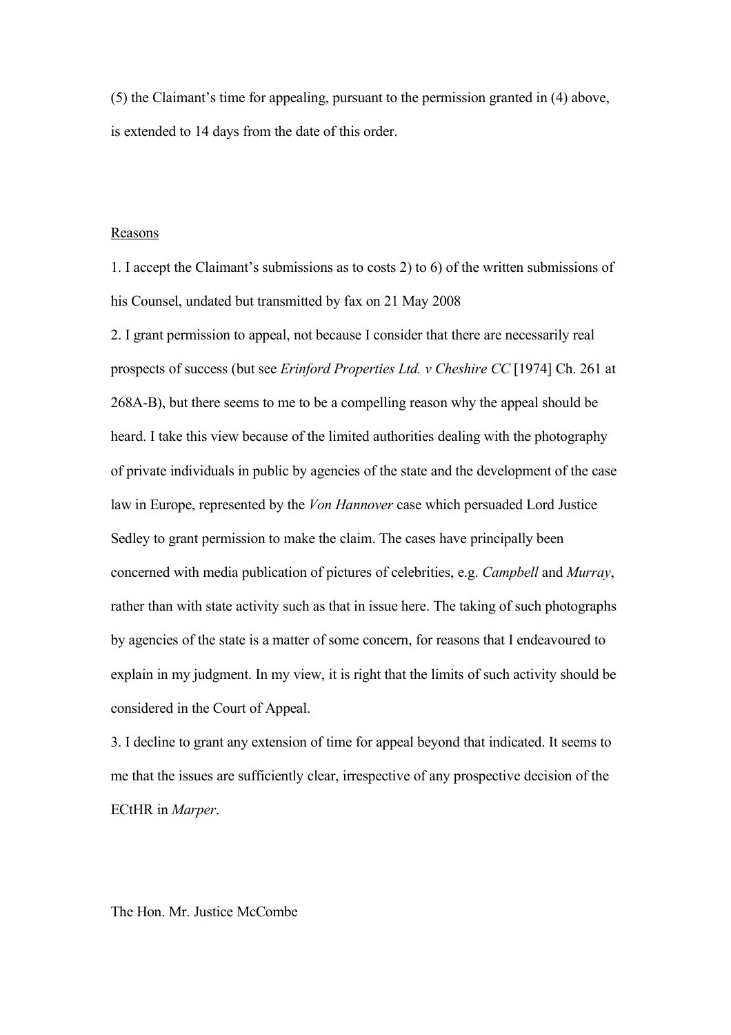(5) the Claimant's time for appealing, pursuant to the permission granted in (4) above, is extended to 14 days from the date of this order.

Reasons

1. I accept the Claimant's submissions as to costs 2) to 6) of the written submissions of his Counsel, undated but transmitted by fax on 21 May 2008

2. I grant permission to appeal, not because I consider that there are necessarily real prospects of success (but see *Erinford Properties Ltd. v Cheshire CC* [1974] Ch. 261 at 268A-B), but there seems to me to be a compelling reason why the appeal should be heard. I take this view because of the limited authorities dealing with the photography of private individuals in public by agencies of the state and the development of the case law in Europe, represented by the *Von Hannover* case which persuaded Lord Justice Sedley to grant permission to make the claim. The cases have principally been concerned with media publication of pictures of celebrities, e.g. *Campbell* and *Murray*, rather than with state activity such as that in issue here. The taking of such photographs by agencies of the state is a matter of some concern, for reasons that I endeavoured to explain in my judgment. In my view, it is right that the limits of such activity should be considered in the Court of Appeal.

3. I decline to grant any extension of time for appeal beyond that indicated. It seems to me that the issues are sufficiently clear, irrespective of any prospective decision of the ECtHR in *Marper*.

The Hon. Mr. Justice McCombe